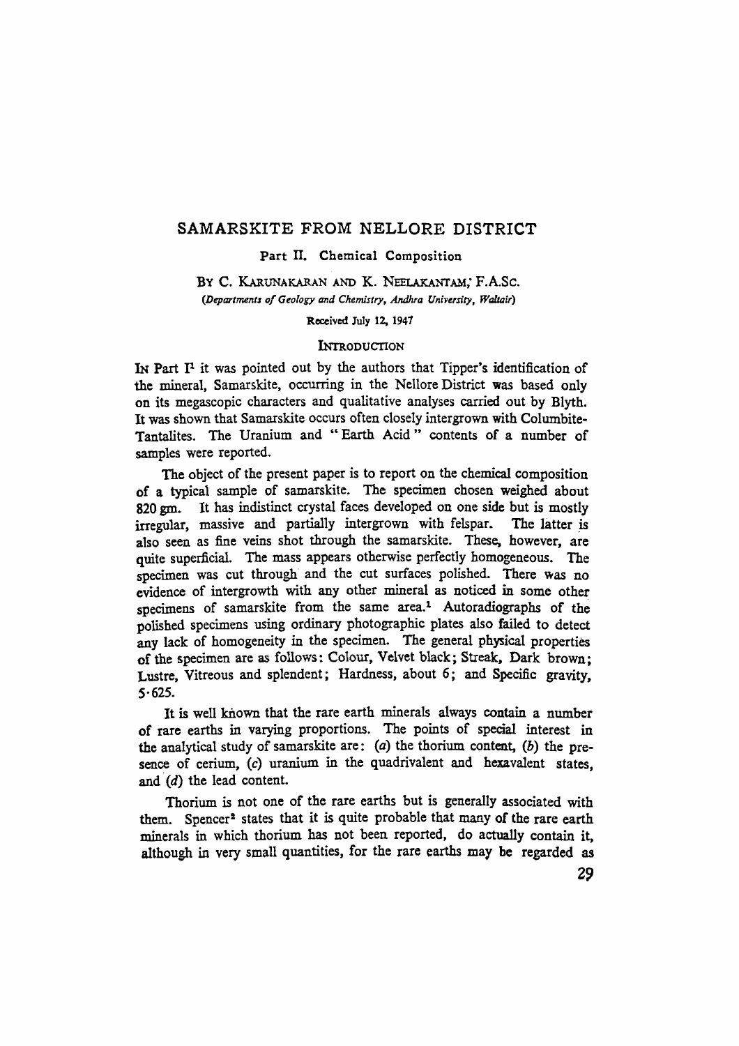# SAMARSKITE FROM NELLORE DISTRICT

## Part II. Chemical Composition

By C. Karunakaran and K. Neelakantam, F.A.Sc.

*(Departments of Geology and Chemistry, Andhra University, Waltair)*

Received July 12, 1947

### Introduction

In Part I[1] it was pointed out by the authors that Tipper's identification of the mineral, Samarskite, occurring in the Nellore District was based only on its megascopic characters and qualitative analyses carried out by Blyth. It was shown that Samarskite occurs often closely intergrown with Columbite-Tantalites. The Uranium and "Earth Acid" contents of a number of samples were reported.

The object of the present paper is to report on the chemical composition of a typical sample of samarskite. The specimen chosen weighed about 820 gm. It has indistinct crystal faces developed on one side but is mostly irregular, massive and partially intergrown with felspar. The latter is also seen as fine veins shot through the samarskite. These, however, are quite superficial. The mass appears otherwise perfectly homogeneous. The specimen was cut through and the cut surfaces polished. There was no evidence of intergrowth with any other mineral as noticed in some other specimens of samarskite from the same area.[1] Autoradiographs of the polished specimens using ordinary photographic plates also failed to detect any lack of homogeneity in the specimen. The general physical properties of the specimen are as follows: Colour, Velvet black; Streak, Dark brown; Lustre, Vitreous and splendent; Hardness, about 6; and Specific gravity, 5·625.

It is well known that the rare earth minerals always contain a number of rare earths in varying proportions. The points of special interest in the analytical study of samarskite are: (*a*) the thorium content, (*b*) the presence of cerium, (*c*) uranium in the quadrivalent and hexavalent states, and (*d*) the lead content.

Thorium is not one of the rare earths but is generally associated with them. Spencer[2] states that it is quite probable that many of the rare earth minerals in which thorium has not been reported, do actually contain it, although in very small quantities, for the rare earths may be regarded as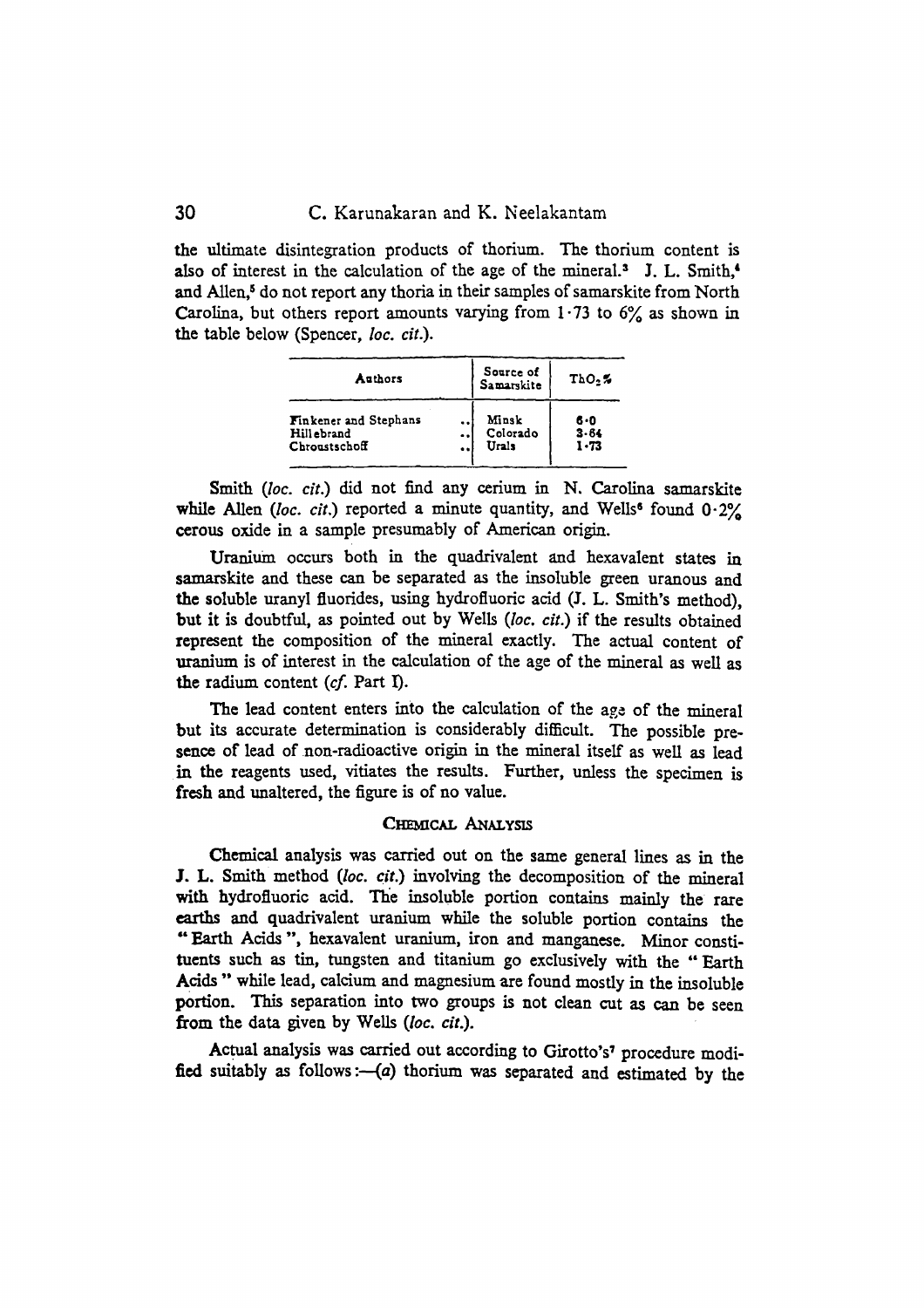the ultimate disintegration products of thorium. The thorium content is also of interest in the calculation of the age of the mineral.[3] J. L. Smith,[4] and Allen,[5] do not report any thoria in their samples of samarskite from North Carolina, but others report amounts varying from 1·73 to 6% as shown in the table below (Spencer, *loc. cit.*).

| Authors | Source of Samarskite | $ThO_2$ % |
|---|---|---|
| Finkener and Stephans .. | Minsk | 6·0 |
| Hillebrand .. | Colorado | 3·64 |
| Chroustschoff .. | Urals | 1·73 |

Smith (*loc. cit.*) did not find any cerium in N. Carolina samarskite while Allen (*loc. cit.*) reported a minute quantity, and Wells[6] found 0·2% cerous oxide in a sample presumably of American origin.

Uranium occurs both in the quadrivalent and hexavalent states in samarskite and these can be separated as the insoluble green uranous and the soluble uranyl fluorides, using hydrofluoric acid (J. L. Smith's method), but it is doubtful, as pointed out by Wells (*loc. cit.*) if the results obtained represent the composition of the mineral exactly. The actual content of uranium is of interest in the calculation of the age of the mineral as well as the radium content (*cf.* Part I).

The lead content enters into the calculation of the age of the mineral but its accurate determination is considerably difficult. The possible presence of lead of non-radioactive origin in the mineral itself as well as lead in the reagents used, vitiates the results. Further, unless the specimen is fresh and unaltered, the figure is of no value.

## Chemical Analysis

Chemical analysis was carried out on the same general lines as in the J. L. Smith method (*loc. cit.*) involving the decomposition of the mineral with hydrofluoric acid. The insoluble portion contains mainly the rare earths and quadrivalent uranium while the soluble portion contains the "Earth Acids", hexavalent uranium, iron and manganese. Minor constituents such as tin, tungsten and titanium go exclusively with the "Earth Acids" while lead, calcium and magnesium are found mostly in the insoluble portion. This separation into two groups is not clean cut as can be seen from the data given by Wells (*loc. cit.*).

Actual analysis was carried out according to Girotto's[7] procedure modified suitably as follows:—(*a*) thorium was separated and estimated by the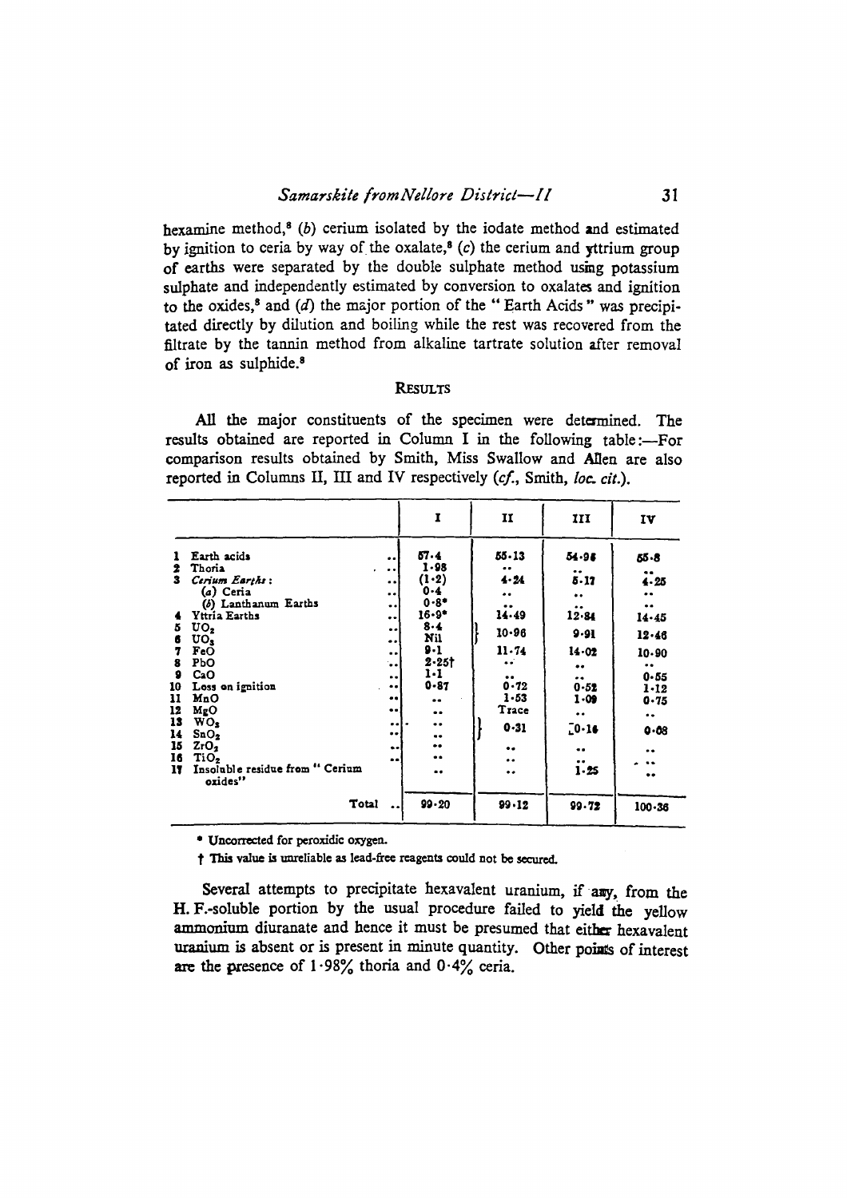hexamine method,[8] (*b*) cerium isolated by the iodate method and estimated by ignition to ceria by way of the oxalate,[8] (*c*) the cerium and yttrium group of earths were separated by the double sulphate method using potassium sulphate and independently estimated by conversion to oxalates and ignition to the oxides,[8] and (*d*) the major portion of the "Earth Acids" was precipitated directly by dilution and boiling while the rest was recovered from the filtrate by the tannin method from alkaline tartrate solution after removal of iron as sulphide.[8]

## Results

All the major constituents of the specimen were determined. The results obtained are reported in Column I in the following table:—For comparison results obtained by Smith, Miss Swallow and Allen are also reported in Columns II, III and IV respectively (*cf.*, Smith, *loc. cit.*).

| | | I | II | III | IV |
|---|---|---|---|---|---|
| 1 | Earth acids | 57·4 | 55·13 | 54·96 | 55·8 |
| 2 | Thoria | 1·98 | .. | .. | .. |
| 3 | *Cerium Earths*: | (1·2) | 4·24 | 5·17 | 4·25 |
| | (*a*) Ceria | 0·4 | .. | .. | .. |
| | (*b*) Lanthanum Earths | 0·8* | .. | .. | .. |
| 4 | Yttria Earths | 16·9* | 14·49 | 12·84 | 14·45 |
| 5 | $UO_2$ | 8·4 | 10·96 | 9·91 | 12·46 |
| 6 | $UO_3$ | Nil | | | |
| 7 | FeO | 9·1 | 11·74 | 14·02 | 10·90 |
| 8 | PbO | 2·25† | .. | .. | .. |
| 9 | CaO | 1·1 | .. | .. | 0·55 |
| 10 | Loss on ignition | 0·87 | 0·72 | 0·52 | 1·12 |
| 11 | MnO | .. | 1·53 | 1·09 | 0·75 |
| 12 | MgO | .. | Trace | .. | .. |
| 13 | $WO_3$ | .. | 0·31 | 0·16 | 0·08 |
| 14 | $SnO_2$ | .. | | | |
| 15 | $ZrO_2$ | .. | .. | .. | .. |
| 16 | $TiO_2$ | .. | .. | .. | .. |
| 17 | Insoluble residue from "Cerium oxides" | .. | .. | 1·25 | .. |
| | Total | 99·20 | 99·12 | 99·72 | 100·36 |

\* Uncorrected for peroxidic oxygen.

† This value is unreliable as lead-free reagents could not be secured.

Several attempts to precipitate hexavalent uranium, if any, from the H. F.-soluble portion by the usual procedure failed to yield the yellow ammonium diuranate and hence it must be presumed that either hexavalent uranium is absent or is present in minute quantity. Other points of interest are the presence of 1·98% thoria and 0·4% ceria.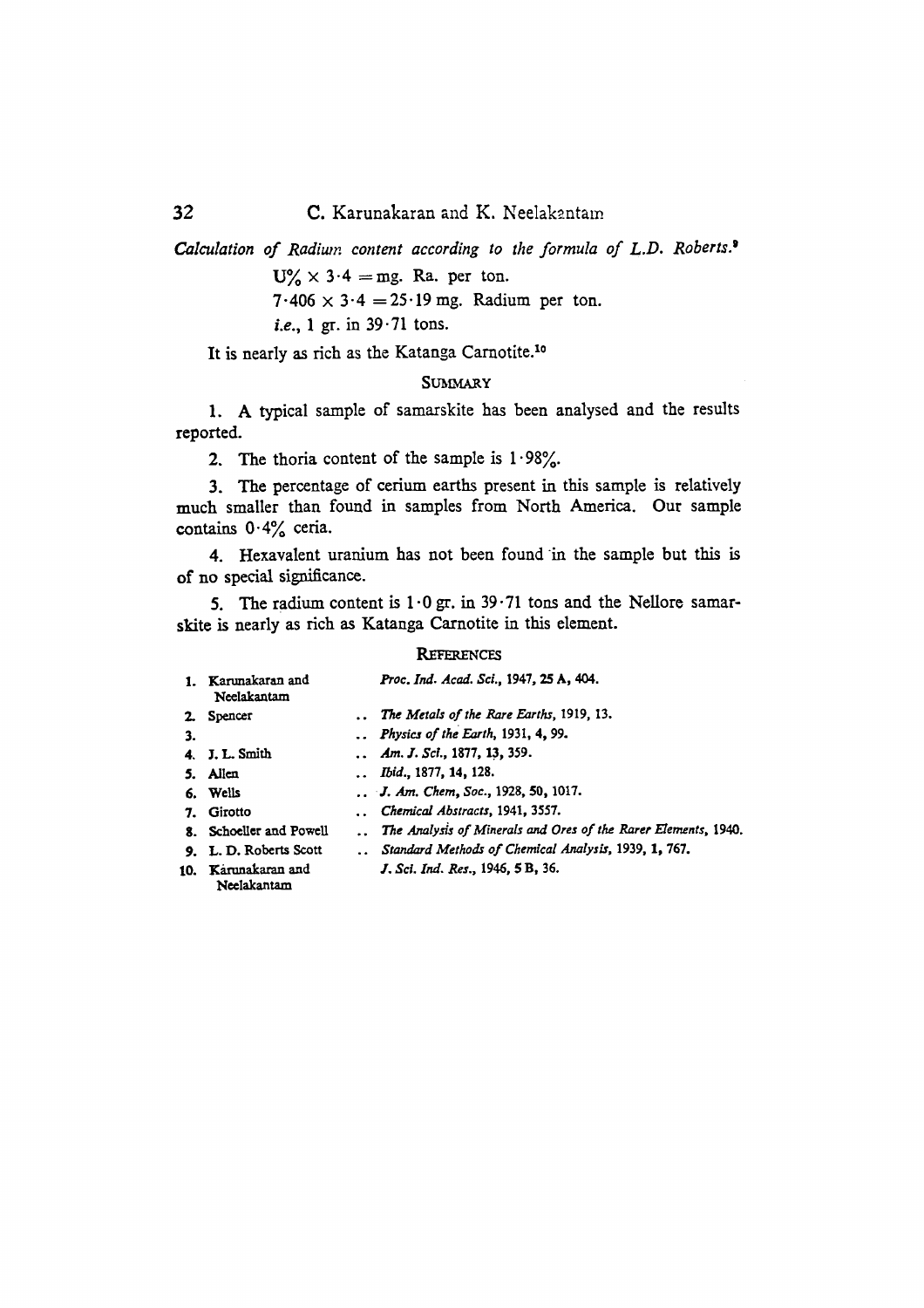*Calculation of Radium content according to the formula of L.D. Roberts.*[9]

$U\% \times 3{\cdot}4 =$ mg. Ra. per ton.

$7{\cdot}406 \times 3{\cdot}4 = 25{\cdot}19$ mg. Radium per ton.

*i.e.*, 1 gr. in 39·71 tons.

It is nearly as rich as the Katanga Carnotite.[10]

## Summary

1. A typical sample of samarskite has been analysed and the results reported.

2. The thoria content of the sample is 1·98%.

3. The percentage of cerium earths present in this sample is relatively much smaller than found in samples from North America. Our sample contains 0·4% ceria.

4. Hexavalent uranium has not been found in the sample but this is of no special significance.

5. The radium content is 1·0 gr. in 39·71 tons and the Nellore samarskite is nearly as rich as Katanga Carnotite in this element.

## References

1. Karunakaran and Neelakantam — *Proc. Ind. Acad. Sci.*, 1947, **25 A**, 404.
2. Spencer .. *The Metals of the Rare Earths*, 1919, 13.
3. .. *Physics of the Earth*, 1931, **4**, 99.
4. J. L. Smith .. *Am. J. Sci.*, 1877, **13**, 359.
5. Allen .. *Ibid.*, 1877, **14**, 128.
6. Wells .. *J. Am. Chem. Soc.*, 1928, **50**, 1017.
7. Girotto .. *Chemical Abstracts*, 1941, 3557.
8. Schoeller and Powell .. *The Analysis of Minerals and Ores of the Rarer Elements*, 1940.
9. L. D. Roberts Scott .. *Standard Methods of Chemical Analysis*, 1939, **1**, 767.
10. Karunakaran and Neelakantam — *J. Sci. Ind. Res.*, 1946, **5 B**, 36.